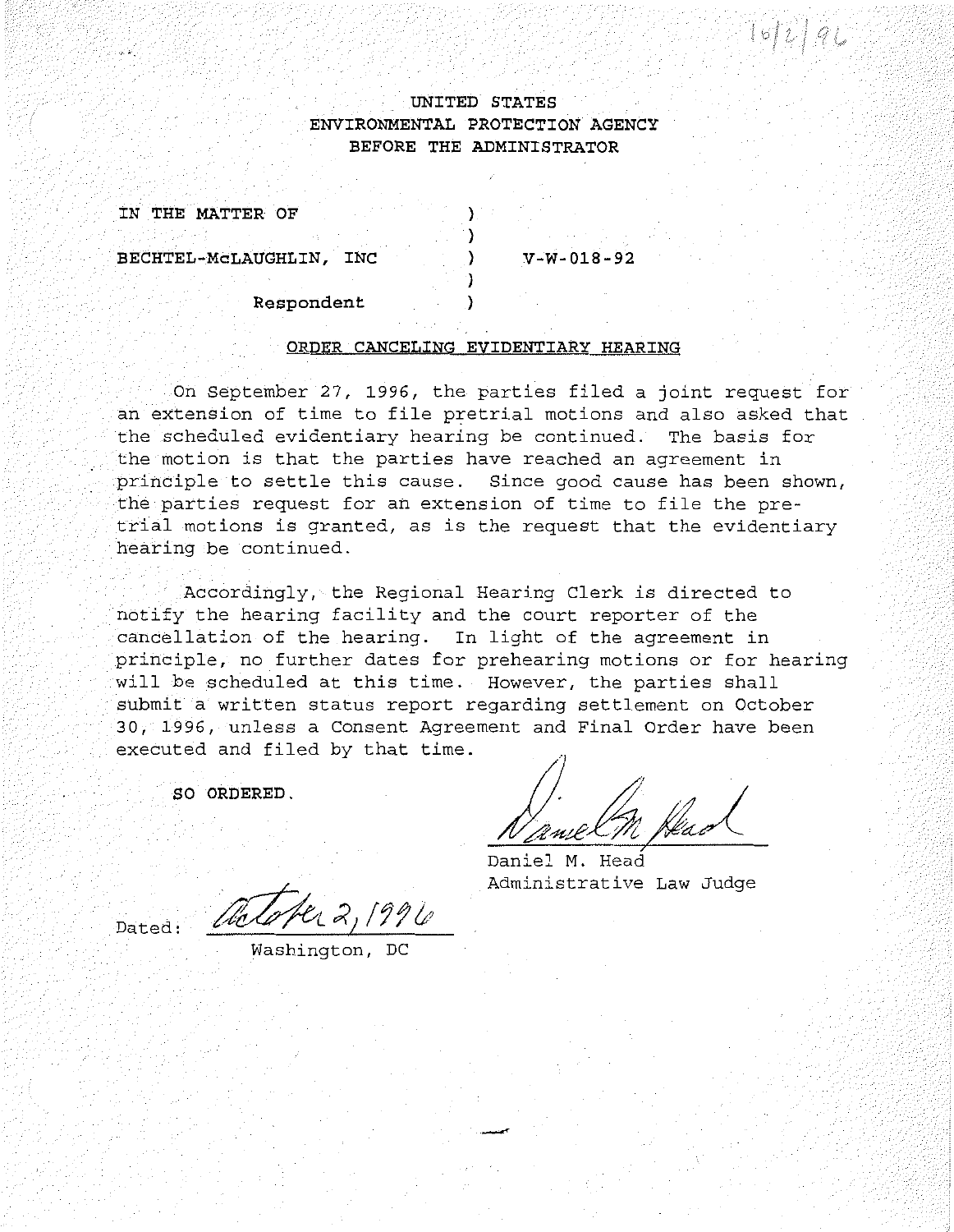10/2/96

UNITED STATES
ENVIRONMENTAL PROTECTION AGENCY
BEFORE THE ADMINISTRATOR

IN THE MATTER OF )
 )
BECHTEL-McLAUGHLIN, INC ) V-W-018-92
 )
Respondent )

ORDER CANCELING EVIDENTIARY HEARING

On September 27, 1996, the parties filed a joint request for an extension of time to file pretrial motions and also asked that the scheduled evidentiary hearing be continued. The basis for the motion is that the parties have reached an agreement in principle to settle this cause. Since good cause has been shown, the parties request for an extension of time to file the pre-trial motions is granted, as is the request that the evidentiary hearing be continued.

Accordingly, the Regional Hearing Clerk is directed to notify the hearing facility and the court reporter of the cancellation of the hearing. In light of the agreement in principle, no further dates for prehearing motions or for hearing will be scheduled at this time. However, the parties shall submit a written status report regarding settlement on October 30, 1996, unless a Consent Agreement and Final Order have been executed and filed by that time.

**SO ORDERED.**

Daniel M. Head
Administrative Law Judge

Dated: October 2, 1996
Washington, DC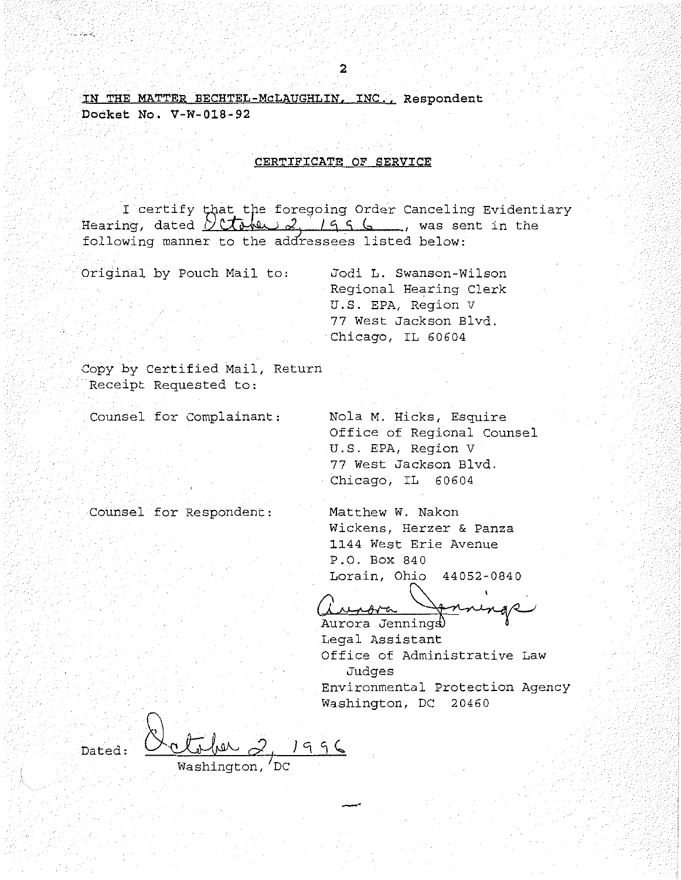IN THE MATTER BECHTEL-McLAUGHLIN, INC., Respondent
Docket No. V-W-018-92

## CERTIFICATE OF SERVICE

I certify that the foregoing Order Canceling Evidentiary Hearing, dated October 2, 1996, was sent in the following manner to the addressees listed below:

Original by Pouch Mail to:

Jodi L. Swanson-Wilson
Regional Hearing Clerk
U.S. EPA, Region V
77 West Jackson Blvd.
Chicago, IL 60604

Copy by Certified Mail, Return Receipt Requested to:

Counsel for Complainant:

Nola M. Hicks, Esquire
Office of Regional Counsel
U.S. EPA, Region V
77 West Jackson Blvd.
Chicago, IL 60604

Counsel for Respondent:

Matthew W. Nakon
Wickens, Herzer & Panza
1144 West Erie Avenue
P.O. Box 840
Lorain, Ohio 44052-0840

Aurora Jennings
Aurora Jennings
Legal Assistant
Office of Administrative Law Judges
Environmental Protection Agency
Washington, DC 20460

Dated: October 2, 1996
Washington, DC